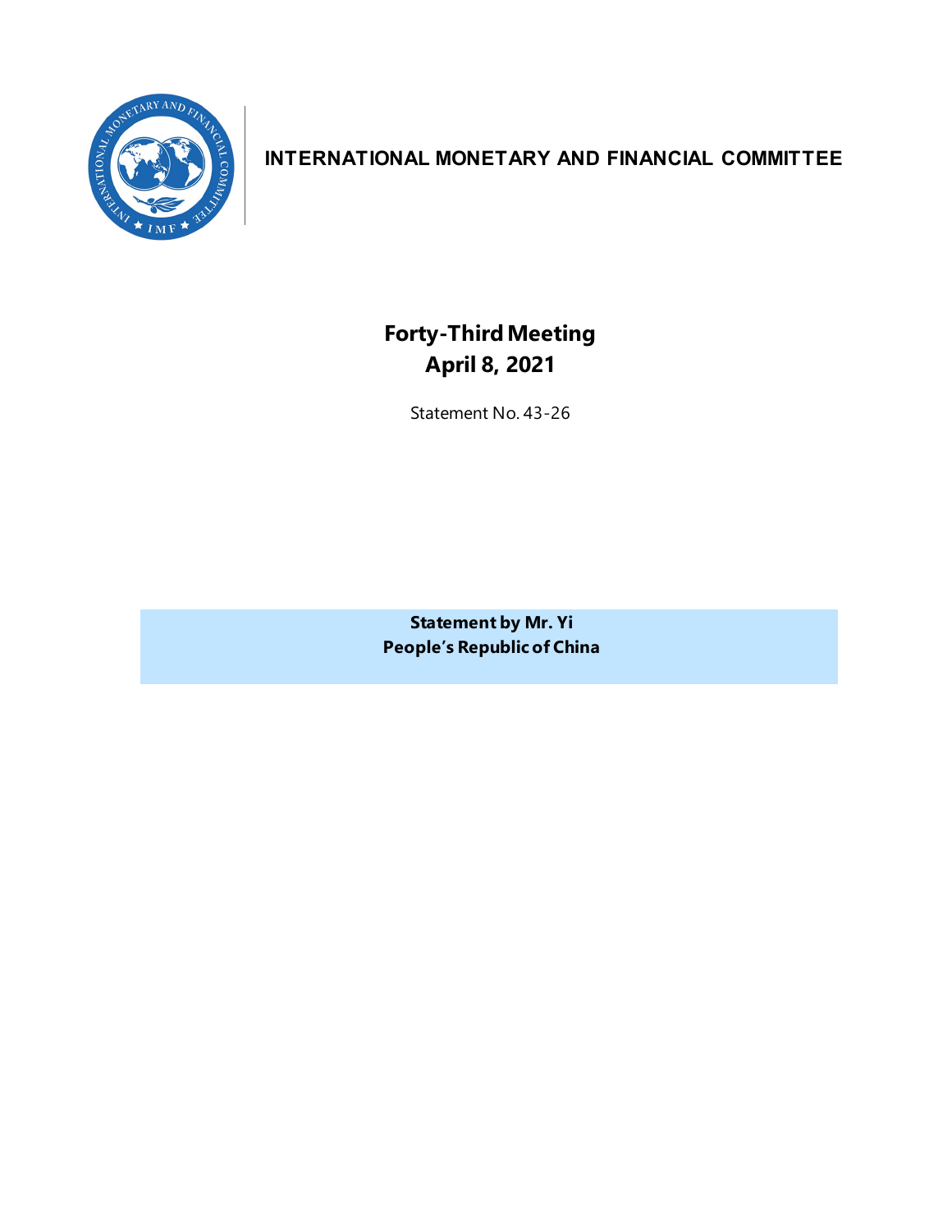# INTERNATIONAL MONETARY AND FINANCIAL COMMITTEE

## Forty-Third Meeting
## April 8, 2021

Statement No. 43-26

**Statement by Mr. Yi**
**People's Republic of China**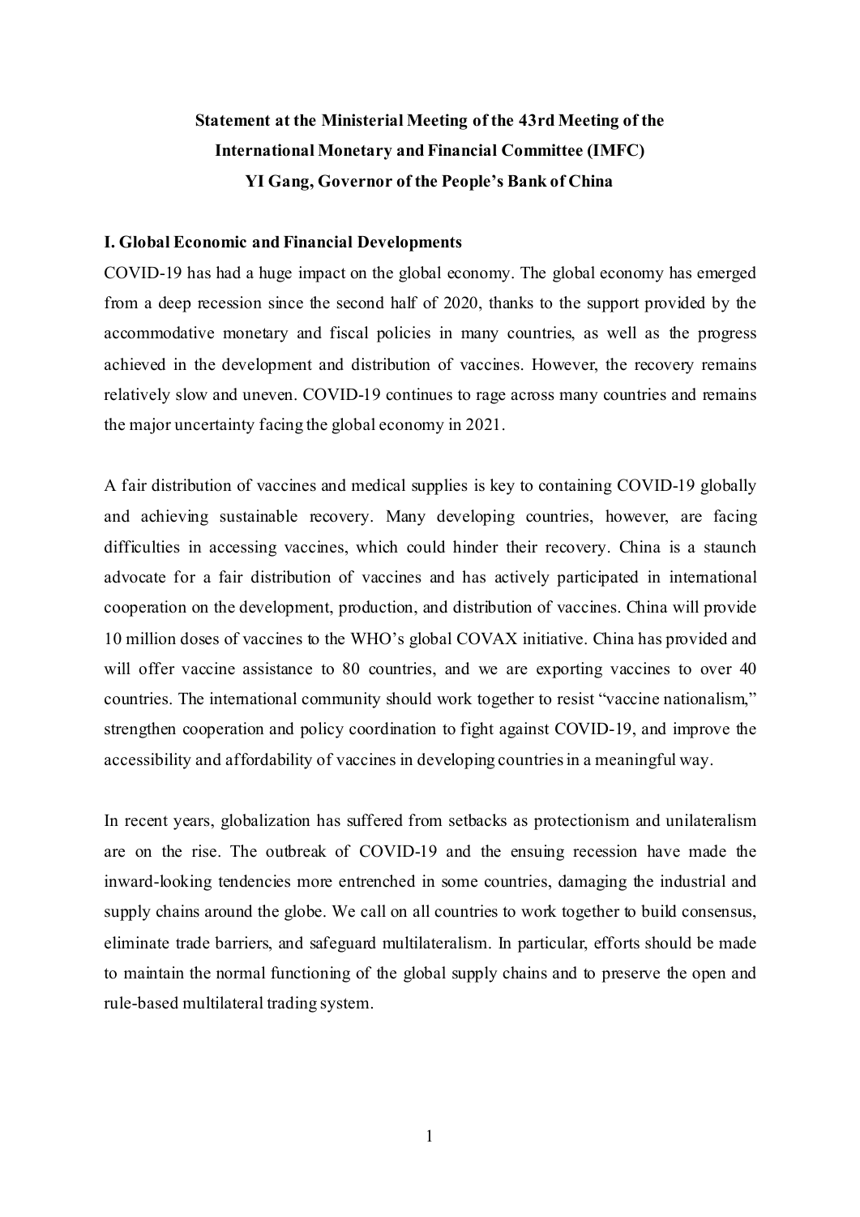**Statement at the Ministerial Meeting of the 43rd Meeting of the International Monetary and Financial Committee (IMFC)**
**YI Gang, Governor of the People's Bank of China**

## I. Global Economic and Financial Developments

COVID-19 has had a huge impact on the global economy. The global economy has emerged from a deep recession since the second half of 2020, thanks to the support provided by the accommodative monetary and fiscal policies in many countries, as well as the progress achieved in the development and distribution of vaccines. However, the recovery remains relatively slow and uneven. COVID-19 continues to rage across many countries and remains the major uncertainty facing the global economy in 2021.

A fair distribution of vaccines and medical supplies is key to containing COVID-19 globally and achieving sustainable recovery. Many developing countries, however, are facing difficulties in accessing vaccines, which could hinder their recovery. China is a staunch advocate for a fair distribution of vaccines and has actively participated in international cooperation on the development, production, and distribution of vaccines. China will provide 10 million doses of vaccines to the WHO's global COVAX initiative. China has provided and will offer vaccine assistance to 80 countries, and we are exporting vaccines to over 40 countries. The international community should work together to resist "vaccine nationalism," strengthen cooperation and policy coordination to fight against COVID-19, and improve the accessibility and affordability of vaccines in developing countries in a meaningful way.

In recent years, globalization has suffered from setbacks as protectionism and unilateralism are on the rise. The outbreak of COVID-19 and the ensuing recession have made the inward-looking tendencies more entrenched in some countries, damaging the industrial and supply chains around the globe. We call on all countries to work together to build consensus, eliminate trade barriers, and safeguard multilateralism. In particular, efforts should be made to maintain the normal functioning of the global supply chains and to preserve the open and rule-based multilateral trading system.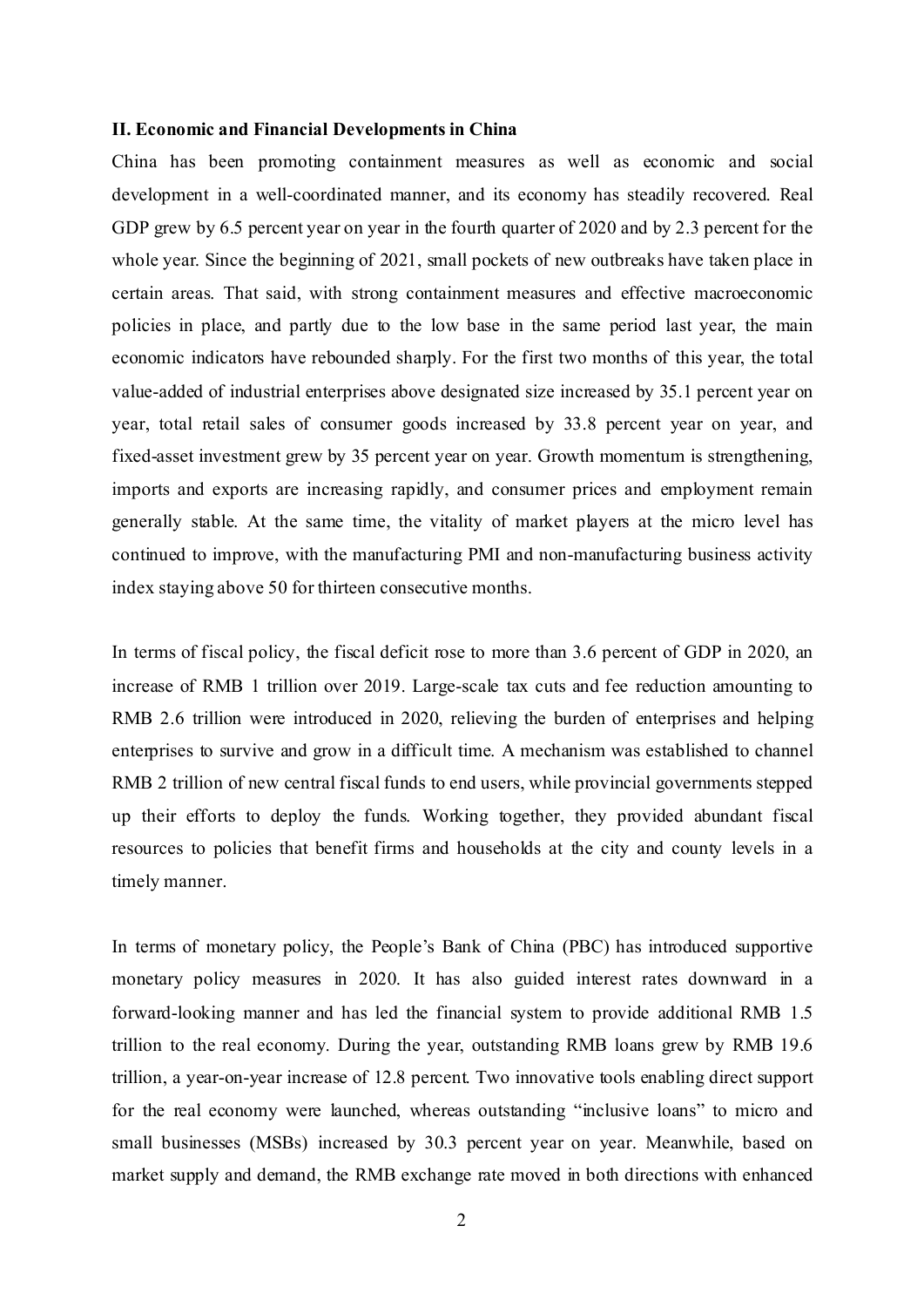## II. Economic and Financial Developments in China

China has been promoting containment measures as well as economic and social development in a well-coordinated manner, and its economy has steadily recovered. Real GDP grew by 6.5 percent year on year in the fourth quarter of 2020 and by 2.3 percent for the whole year. Since the beginning of 2021, small pockets of new outbreaks have taken place in certain areas. That said, with strong containment measures and effective macroeconomic policies in place, and partly due to the low base in the same period last year, the main economic indicators have rebounded sharply. For the first two months of this year, the total value-added of industrial enterprises above designated size increased by 35.1 percent year on year, total retail sales of consumer goods increased by 33.8 percent year on year, and fixed-asset investment grew by 35 percent year on year. Growth momentum is strengthening, imports and exports are increasing rapidly, and consumer prices and employment remain generally stable. At the same time, the vitality of market players at the micro level has continued to improve, with the manufacturing PMI and non-manufacturing business activity index staying above 50 for thirteen consecutive months.

In terms of fiscal policy, the fiscal deficit rose to more than 3.6 percent of GDP in 2020, an increase of RMB 1 trillion over 2019. Large-scale tax cuts and fee reduction amounting to RMB 2.6 trillion were introduced in 2020, relieving the burden of enterprises and helping enterprises to survive and grow in a difficult time. A mechanism was established to channel RMB 2 trillion of new central fiscal funds to end users, while provincial governments stepped up their efforts to deploy the funds. Working together, they provided abundant fiscal resources to policies that benefit firms and households at the city and county levels in a timely manner.

In terms of monetary policy, the People's Bank of China (PBC) has introduced supportive monetary policy measures in 2020. It has also guided interest rates downward in a forward-looking manner and has led the financial system to provide additional RMB 1.5 trillion to the real economy. During the year, outstanding RMB loans grew by RMB 19.6 trillion, a year-on-year increase of 12.8 percent. Two innovative tools enabling direct support for the real economy were launched, whereas outstanding "inclusive loans" to micro and small businesses (MSBs) increased by 30.3 percent year on year. Meanwhile, based on market supply and demand, the RMB exchange rate moved in both directions with enhanced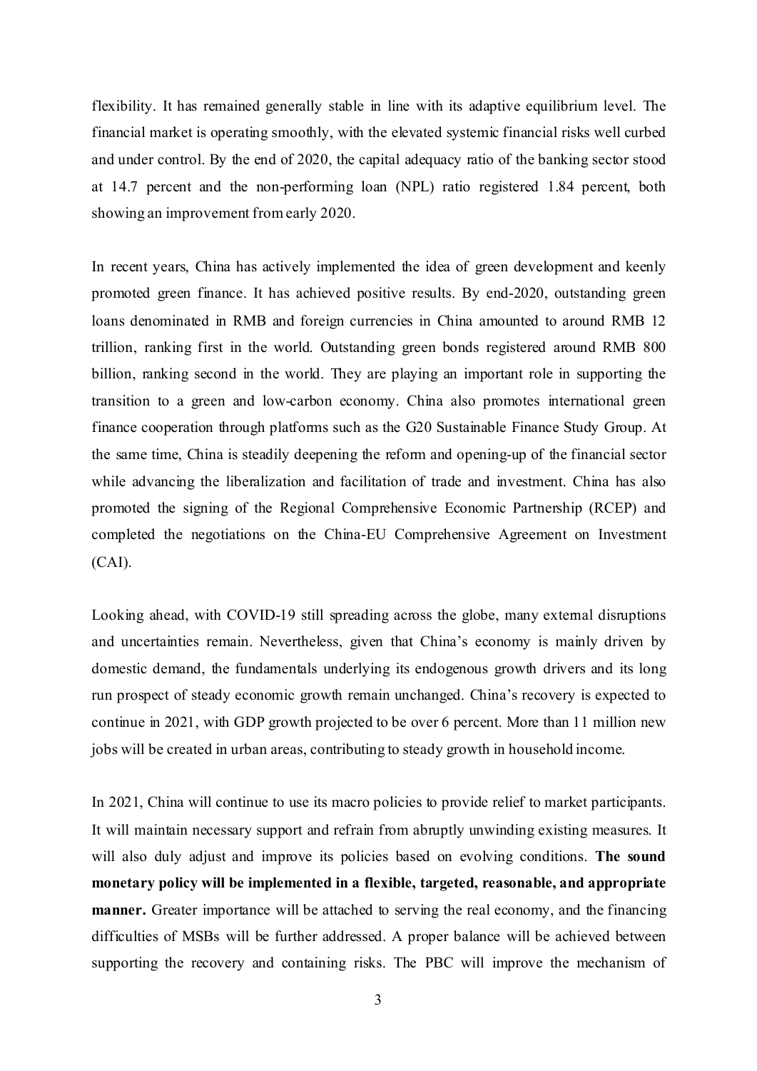flexibility. It has remained generally stable in line with its adaptive equilibrium level. The financial market is operating smoothly, with the elevated systemic financial risks well curbed and under control. By the end of 2020, the capital adequacy ratio of the banking sector stood at 14.7 percent and the non-performing loan (NPL) ratio registered 1.84 percent, both showing an improvement from early 2020.

In recent years, China has actively implemented the idea of green development and keenly promoted green finance. It has achieved positive results. By end-2020, outstanding green loans denominated in RMB and foreign currencies in China amounted to around RMB 12 trillion, ranking first in the world. Outstanding green bonds registered around RMB 800 billion, ranking second in the world. They are playing an important role in supporting the transition to a green and low-carbon economy. China also promotes international green finance cooperation through platforms such as the G20 Sustainable Finance Study Group. At the same time, China is steadily deepening the reform and opening-up of the financial sector while advancing the liberalization and facilitation of trade and investment. China has also promoted the signing of the Regional Comprehensive Economic Partnership (RCEP) and completed the negotiations on the China-EU Comprehensive Agreement on Investment (CAI).

Looking ahead, with COVID-19 still spreading across the globe, many external disruptions and uncertainties remain. Nevertheless, given that China's economy is mainly driven by domestic demand, the fundamentals underlying its endogenous growth drivers and its long run prospect of steady economic growth remain unchanged. China's recovery is expected to continue in 2021, with GDP growth projected to be over 6 percent. More than 11 million new jobs will be created in urban areas, contributing to steady growth in household income.

In 2021, China will continue to use its macro policies to provide relief to market participants. It will maintain necessary support and refrain from abruptly unwinding existing measures. It will also duly adjust and improve its policies based on evolving conditions. **The sound monetary policy will be implemented in a flexible, targeted, reasonable, and appropriate manner.** Greater importance will be attached to serving the real economy, and the financing difficulties of MSBs will be further addressed. A proper balance will be achieved between supporting the recovery and containing risks. The PBC will improve the mechanism of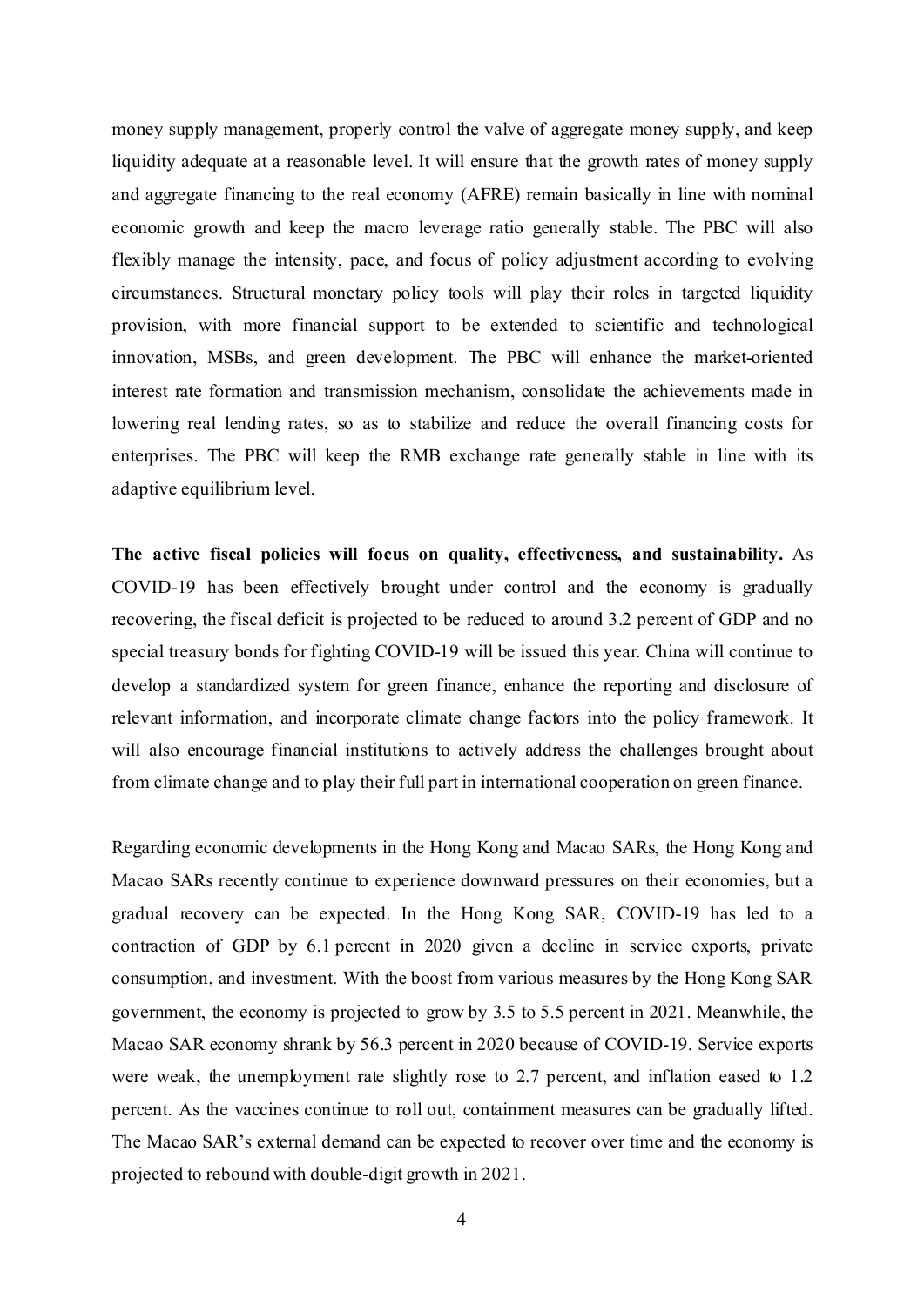money supply management, properly control the valve of aggregate money supply, and keep liquidity adequate at a reasonable level. It will ensure that the growth rates of money supply and aggregate financing to the real economy (AFRE) remain basically in line with nominal economic growth and keep the macro leverage ratio generally stable. The PBC will also flexibly manage the intensity, pace, and focus of policy adjustment according to evolving circumstances. Structural monetary policy tools will play their roles in targeted liquidity provision, with more financial support to be extended to scientific and technological innovation, MSBs, and green development. The PBC will enhance the market-oriented interest rate formation and transmission mechanism, consolidate the achievements made in lowering real lending rates, so as to stabilize and reduce the overall financing costs for enterprises. The PBC will keep the RMB exchange rate generally stable in line with its adaptive equilibrium level.

**The active fiscal policies will focus on quality, effectiveness, and sustainability.** As COVID-19 has been effectively brought under control and the economy is gradually recovering, the fiscal deficit is projected to be reduced to around 3.2 percent of GDP and no special treasury bonds for fighting COVID-19 will be issued this year. China will continue to develop a standardized system for green finance, enhance the reporting and disclosure of relevant information, and incorporate climate change factors into the policy framework. It will also encourage financial institutions to actively address the challenges brought about from climate change and to play their full part in international cooperation on green finance.

Regarding economic developments in the Hong Kong and Macao SARs, the Hong Kong and Macao SARs recently continue to experience downward pressures on their economies, but a gradual recovery can be expected. In the Hong Kong SAR, COVID-19 has led to a contraction of GDP by 6.1 percent in 2020 given a decline in service exports, private consumption, and investment. With the boost from various measures by the Hong Kong SAR government, the economy is projected to grow by 3.5 to 5.5 percent in 2021. Meanwhile, the Macao SAR economy shrank by 56.3 percent in 2020 because of COVID-19. Service exports were weak, the unemployment rate slightly rose to 2.7 percent, and inflation eased to 1.2 percent. As the vaccines continue to roll out, containment measures can be gradually lifted. The Macao SAR's external demand can be expected to recover over time and the economy is projected to rebound with double-digit growth in 2021.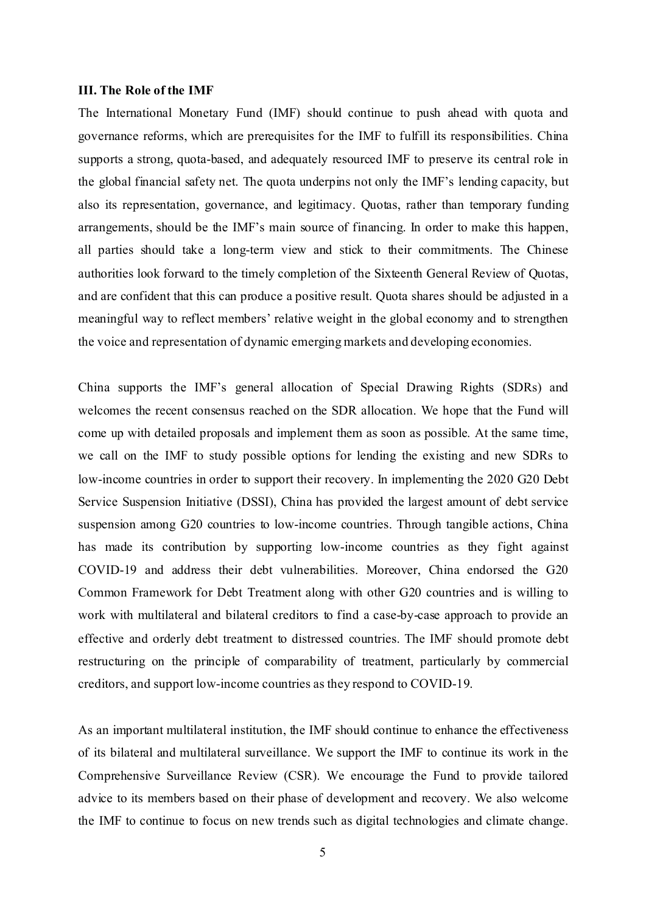**III. The Role of the IMF**

The International Monetary Fund (IMF) should continue to push ahead with quota and governance reforms, which are prerequisites for the IMF to fulfill its responsibilities. China supports a strong, quota-based, and adequately resourced IMF to preserve its central role in the global financial safety net. The quota underpins not only the IMF's lending capacity, but also its representation, governance, and legitimacy. Quotas, rather than temporary funding arrangements, should be the IMF's main source of financing. In order to make this happen, all parties should take a long-term view and stick to their commitments. The Chinese authorities look forward to the timely completion of the Sixteenth General Review of Quotas, and are confident that this can produce a positive result. Quota shares should be adjusted in a meaningful way to reflect members' relative weight in the global economy and to strengthen the voice and representation of dynamic emerging markets and developing economies.

China supports the IMF's general allocation of Special Drawing Rights (SDRs) and welcomes the recent consensus reached on the SDR allocation. We hope that the Fund will come up with detailed proposals and implement them as soon as possible. At the same time, we call on the IMF to study possible options for lending the existing and new SDRs to low-income countries in order to support their recovery. In implementing the 2020 G20 Debt Service Suspension Initiative (DSSI), China has provided the largest amount of debt service suspension among G20 countries to low-income countries. Through tangible actions, China has made its contribution by supporting low-income countries as they fight against COVID-19 and address their debt vulnerabilities. Moreover, China endorsed the G20 Common Framework for Debt Treatment along with other G20 countries and is willing to work with multilateral and bilateral creditors to find a case-by-case approach to provide an effective and orderly debt treatment to distressed countries. The IMF should promote debt restructuring on the principle of comparability of treatment, particularly by commercial creditors, and support low-income countries as they respond to COVID-19.

As an important multilateral institution, the IMF should continue to enhance the effectiveness of its bilateral and multilateral surveillance. We support the IMF to continue its work in the Comprehensive Surveillance Review (CSR). We encourage the Fund to provide tailored advice to its members based on their phase of development and recovery. We also welcome the IMF to continue to focus on new trends such as digital technologies and climate change.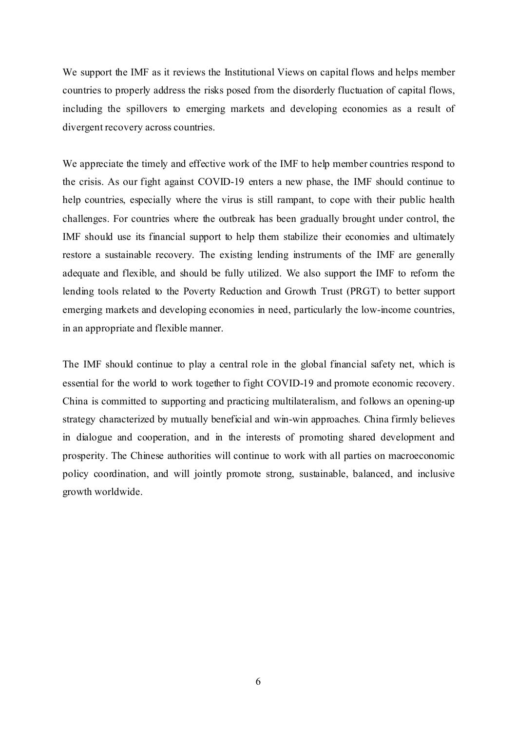We support the IMF as it reviews the Institutional Views on capital flows and helps member countries to properly address the risks posed from the disorderly fluctuation of capital flows, including the spillovers to emerging markets and developing economies as a result of divergent recovery across countries.

We appreciate the timely and effective work of the IMF to help member countries respond to the crisis. As our fight against COVID-19 enters a new phase, the IMF should continue to help countries, especially where the virus is still rampant, to cope with their public health challenges. For countries where the outbreak has been gradually brought under control, the IMF should use its financial support to help them stabilize their economies and ultimately restore a sustainable recovery. The existing lending instruments of the IMF are generally adequate and flexible, and should be fully utilized. We also support the IMF to reform the lending tools related to the Poverty Reduction and Growth Trust (PRGT) to better support emerging markets and developing economies in need, particularly the low-income countries, in an appropriate and flexible manner.

The IMF should continue to play a central role in the global financial safety net, which is essential for the world to work together to fight COVID-19 and promote economic recovery. China is committed to supporting and practicing multilateralism, and follows an opening-up strategy characterized by mutually beneficial and win-win approaches. China firmly believes in dialogue and cooperation, and in the interests of promoting shared development and prosperity. The Chinese authorities will continue to work with all parties on macroeconomic policy coordination, and will jointly promote strong, sustainable, balanced, and inclusive growth worldwide.